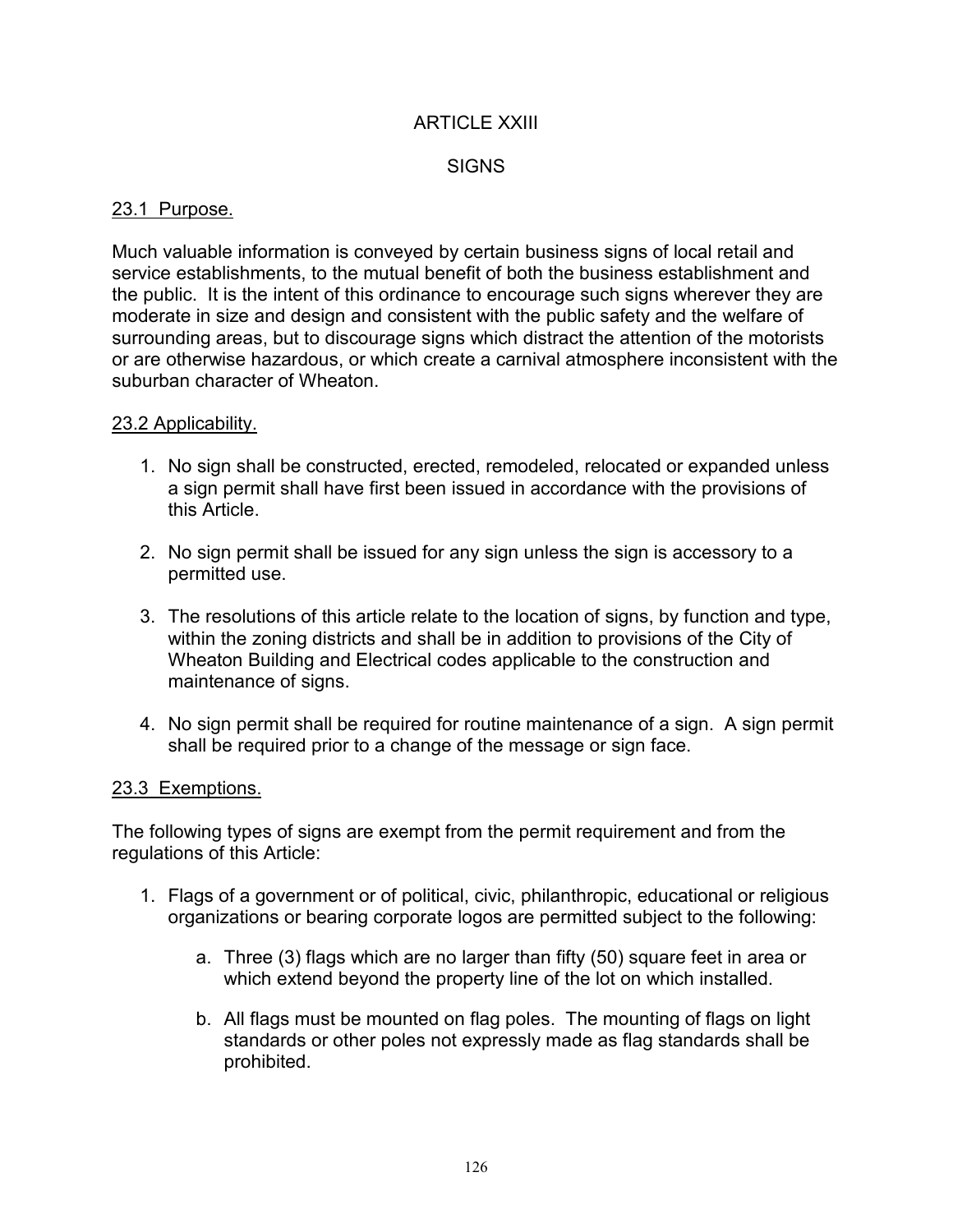# ARTICLE XXIII

## SIGNS

### 23.1 Purpose.

Much valuable information is conveyed by certain business signs of local retail and service establishments, to the mutual benefit of both the business establishment and the public. It is the intent of this ordinance to encourage such signs wherever they are moderate in size and design and consistent with the public safety and the welfare of surrounding areas, but to discourage signs which distract the attention of the motorists or are otherwise hazardous, or which create a carnival atmosphere inconsistent with the suburban character of Wheaton.

### 23.2 Applicability.

1. No sign shall be constructed, erected, remodeled, relocated or expanded unless a sign permit shall have first been issued in accordance with the provisions of this Article.

2. No sign permit shall be issued for any sign unless the sign is accessory to a permitted use.

3. The resolutions of this article relate to the location of signs, by function and type, within the zoning districts and shall be in addition to provisions of the City of Wheaton Building and Electrical codes applicable to the construction and maintenance of signs.

4. No sign permit shall be required for routine maintenance of a sign. A sign permit shall be required prior to a change of the message or sign face.

### 23.3 Exemptions.

The following types of signs are exempt from the permit requirement and from the regulations of this Article:

1. Flags of a government or of political, civic, philanthropic, educational or religious organizations or bearing corporate logos are permitted subject to the following:

    a. Three (3) flags which are no larger than fifty (50) square feet in area or which extend beyond the property line of the lot on which installed.

    b. All flags must be mounted on flag poles. The mounting of flags on light standards or other poles not expressly made as flag standards shall be prohibited.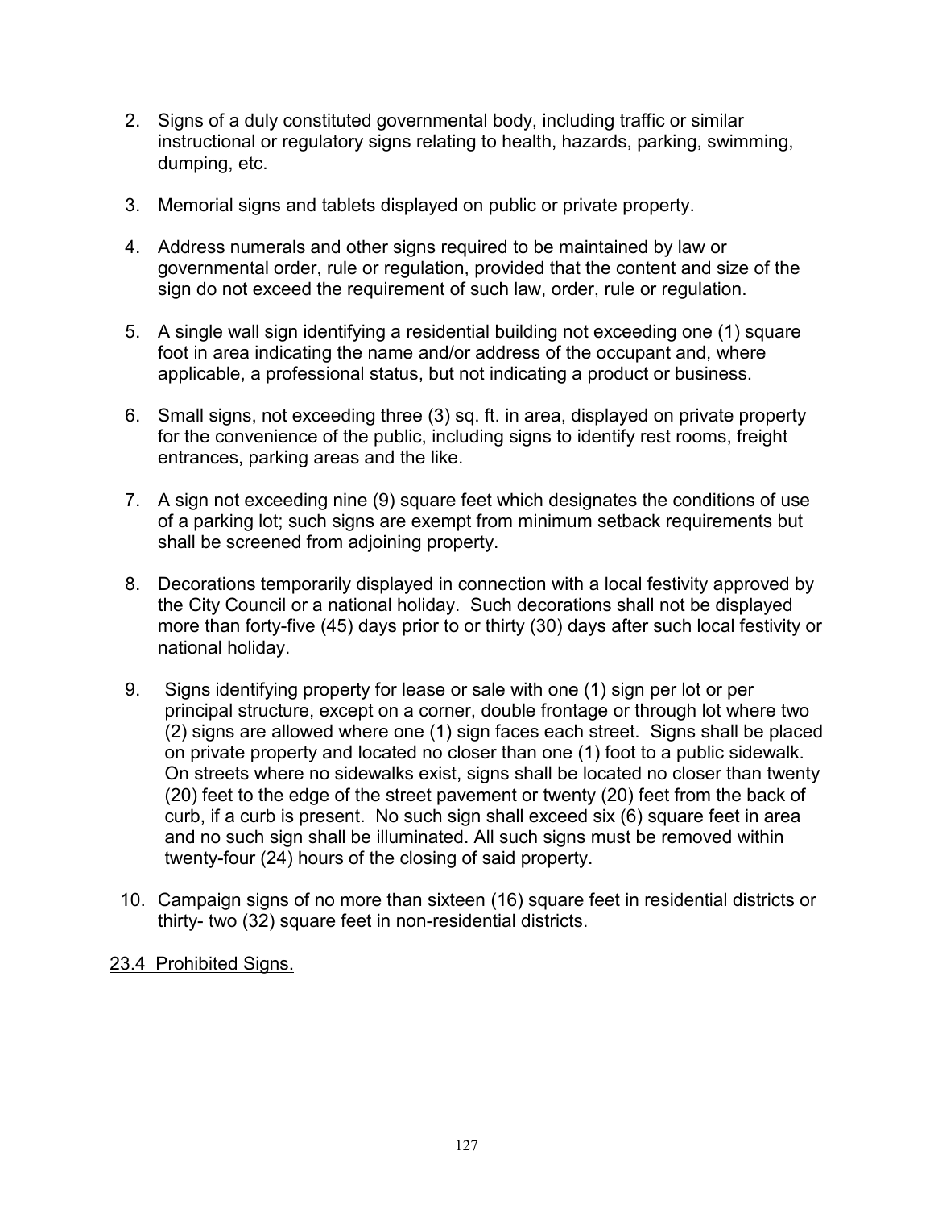2. Signs of a duly constituted governmental body, including traffic or similar instructional or regulatory signs relating to health, hazards, parking, swimming, dumping, etc.

3. Memorial signs and tablets displayed on public or private property.

4. Address numerals and other signs required to be maintained by law or governmental order, rule or regulation, provided that the content and size of the sign do not exceed the requirement of such law, order, rule or regulation.

5. A single wall sign identifying a residential building not exceeding one (1) square foot in area indicating the name and/or address of the occupant and, where applicable, a professional status, but not indicating a product or business.

6. Small signs, not exceeding three (3) sq. ft. in area, displayed on private property for the convenience of the public, including signs to identify rest rooms, freight entrances, parking areas and the like.

7. A sign not exceeding nine (9) square feet which designates the conditions of use of a parking lot; such signs are exempt from minimum setback requirements but shall be screened from adjoining property.

8. Decorations temporarily displayed in connection with a local festivity approved by the City Council or a national holiday. Such decorations shall not be displayed more than forty-five (45) days prior to or thirty (30) days after such local festivity or national holiday.

9. Signs identifying property for lease or sale with one (1) sign per lot or per principal structure, except on a corner, double frontage or through lot where two (2) signs are allowed where one (1) sign faces each street. Signs shall be placed on private property and located no closer than one (1) foot to a public sidewalk. On streets where no sidewalks exist, signs shall be located no closer than twenty (20) feet to the edge of the street pavement or twenty (20) feet from the back of curb, if a curb is present. No such sign shall exceed six (6) square feet in area and no such sign shall be illuminated. All such signs must be removed within twenty-four (24) hours of the closing of said property.

10. Campaign signs of no more than sixteen (16) square feet in residential districts or thirty- two (32) square feet in non-residential districts.

<u>23.4 Prohibited Signs.</u>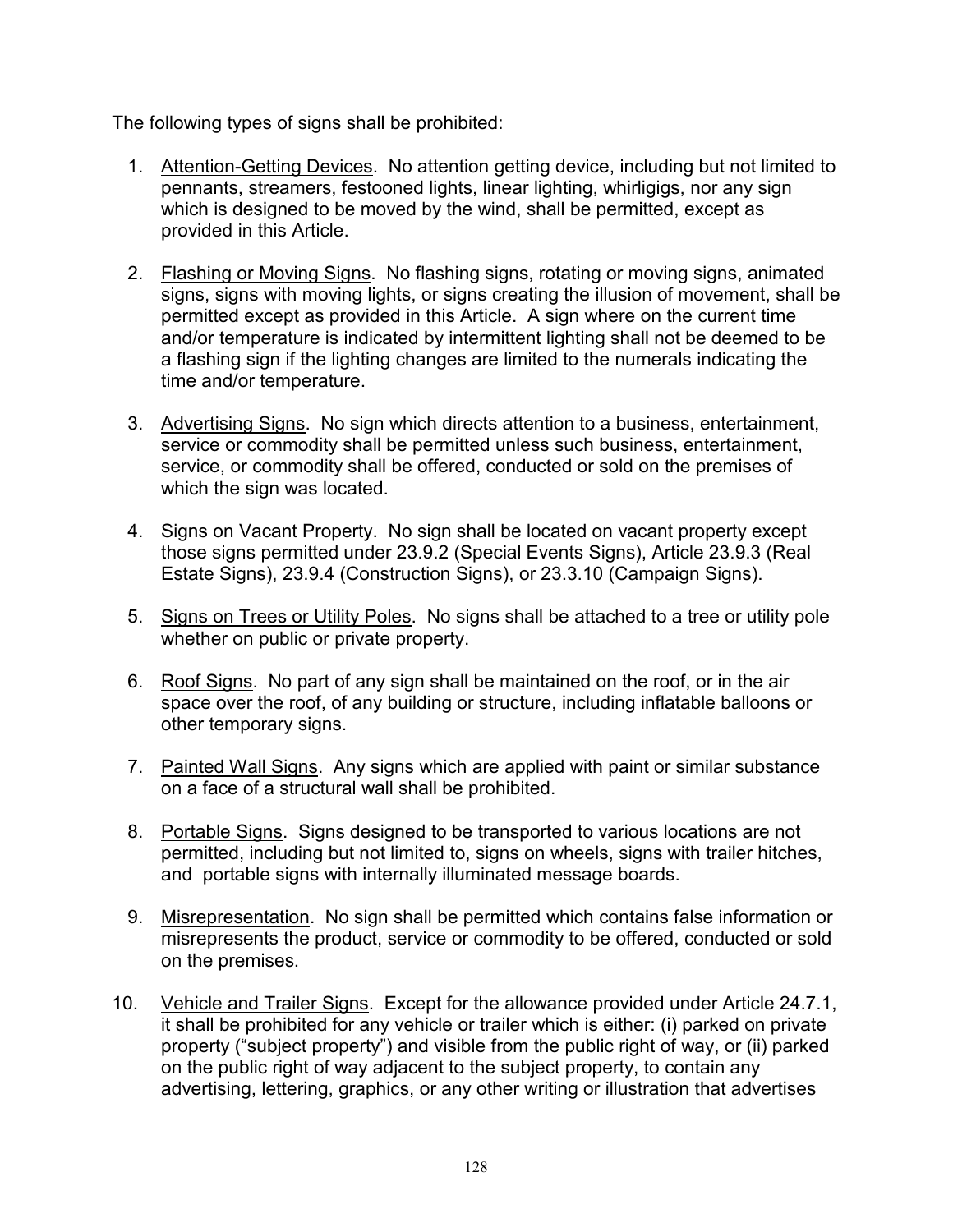The following types of signs shall be prohibited:

1. Attention-Getting Devices. No attention getting device, including but not limited to pennants, streamers, festooned lights, linear lighting, whirligigs, nor any sign which is designed to be moved by the wind, shall be permitted, except as provided in this Article.

2. Flashing or Moving Signs. No flashing signs, rotating or moving signs, animated signs, signs with moving lights, or signs creating the illusion of movement, shall be permitted except as provided in this Article. A sign where on the current time and/or temperature is indicated by intermittent lighting shall not be deemed to be a flashing sign if the lighting changes are limited to the numerals indicating the time and/or temperature.

3. Advertising Signs. No sign which directs attention to a business, entertainment, service or commodity shall be permitted unless such business, entertainment, service, or commodity shall be offered, conducted or sold on the premises of which the sign was located.

4. Signs on Vacant Property. No sign shall be located on vacant property except those signs permitted under 23.9.2 (Special Events Signs), Article 23.9.3 (Real Estate Signs), 23.9.4 (Construction Signs), or 23.3.10 (Campaign Signs).

5. Signs on Trees or Utility Poles. No signs shall be attached to a tree or utility pole whether on public or private property.

6. Roof Signs. No part of any sign shall be maintained on the roof, or in the air space over the roof, of any building or structure, including inflatable balloons or other temporary signs.

7. Painted Wall Signs. Any signs which are applied with paint or similar substance on a face of a structural wall shall be prohibited.

8. Portable Signs. Signs designed to be transported to various locations are not permitted, including but not limited to, signs on wheels, signs with trailer hitches, and portable signs with internally illuminated message boards.

9. Misrepresentation. No sign shall be permitted which contains false information or misrepresents the product, service or commodity to be offered, conducted or sold on the premises.

10. Vehicle and Trailer Signs. Except for the allowance provided under Article 24.7.1, it shall be prohibited for any vehicle or trailer which is either: (i) parked on private property ("subject property") and visible from the public right of way, or (ii) parked on the public right of way adjacent to the subject property, to contain any advertising, lettering, graphics, or any other writing or illustration that advertises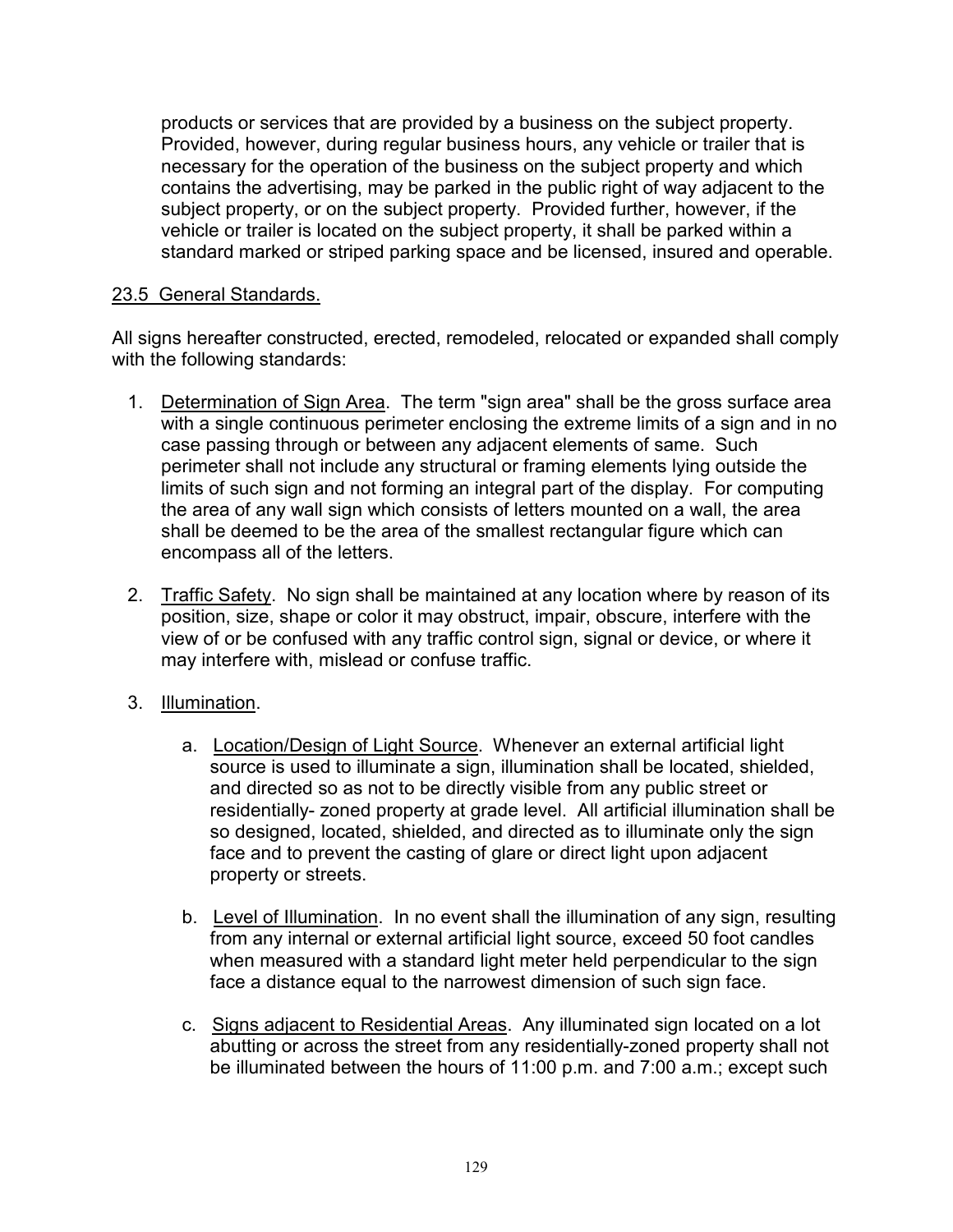products or services that are provided by a business on the subject property. Provided, however, during regular business hours, any vehicle or trailer that is necessary for the operation of the business on the subject property and which contains the advertising, may be parked in the public right of way adjacent to the subject property, or on the subject property. Provided further, however, if the vehicle or trailer is located on the subject property, it shall be parked within a standard marked or striped parking space and be licensed, insured and operable.

## 23.5 General Standards.

All signs hereafter constructed, erected, remodeled, relocated or expanded shall comply with the following standards:

1. Determination of Sign Area. The term "sign area" shall be the gross surface area with a single continuous perimeter enclosing the extreme limits of a sign and in no case passing through or between any adjacent elements of same. Such perimeter shall not include any structural or framing elements lying outside the limits of such sign and not forming an integral part of the display. For computing the area of any wall sign which consists of letters mounted on a wall, the area shall be deemed to be the area of the smallest rectangular figure which can encompass all of the letters.

2. Traffic Safety. No sign shall be maintained at any location where by reason of its position, size, shape or color it may obstruct, impair, obscure, interfere with the view of or be confused with any traffic control sign, signal or device, or where it may interfere with, mislead or confuse traffic.

3. Illumination.

   a. Location/Design of Light Source. Whenever an external artificial light source is used to illuminate a sign, illumination shall be located, shielded, and directed so as not to be directly visible from any public street or residentially- zoned property at grade level. All artificial illumination shall be so designed, located, shielded, and directed as to illuminate only the sign face and to prevent the casting of glare or direct light upon adjacent property or streets.

   b. Level of Illumination. In no event shall the illumination of any sign, resulting from any internal or external artificial light source, exceed 50 foot candles when measured with a standard light meter held perpendicular to the sign face a distance equal to the narrowest dimension of such sign face.

   c. Signs adjacent to Residential Areas. Any illuminated sign located on a lot abutting or across the street from any residentially-zoned property shall not be illuminated between the hours of 11:00 p.m. and 7:00 a.m.; except such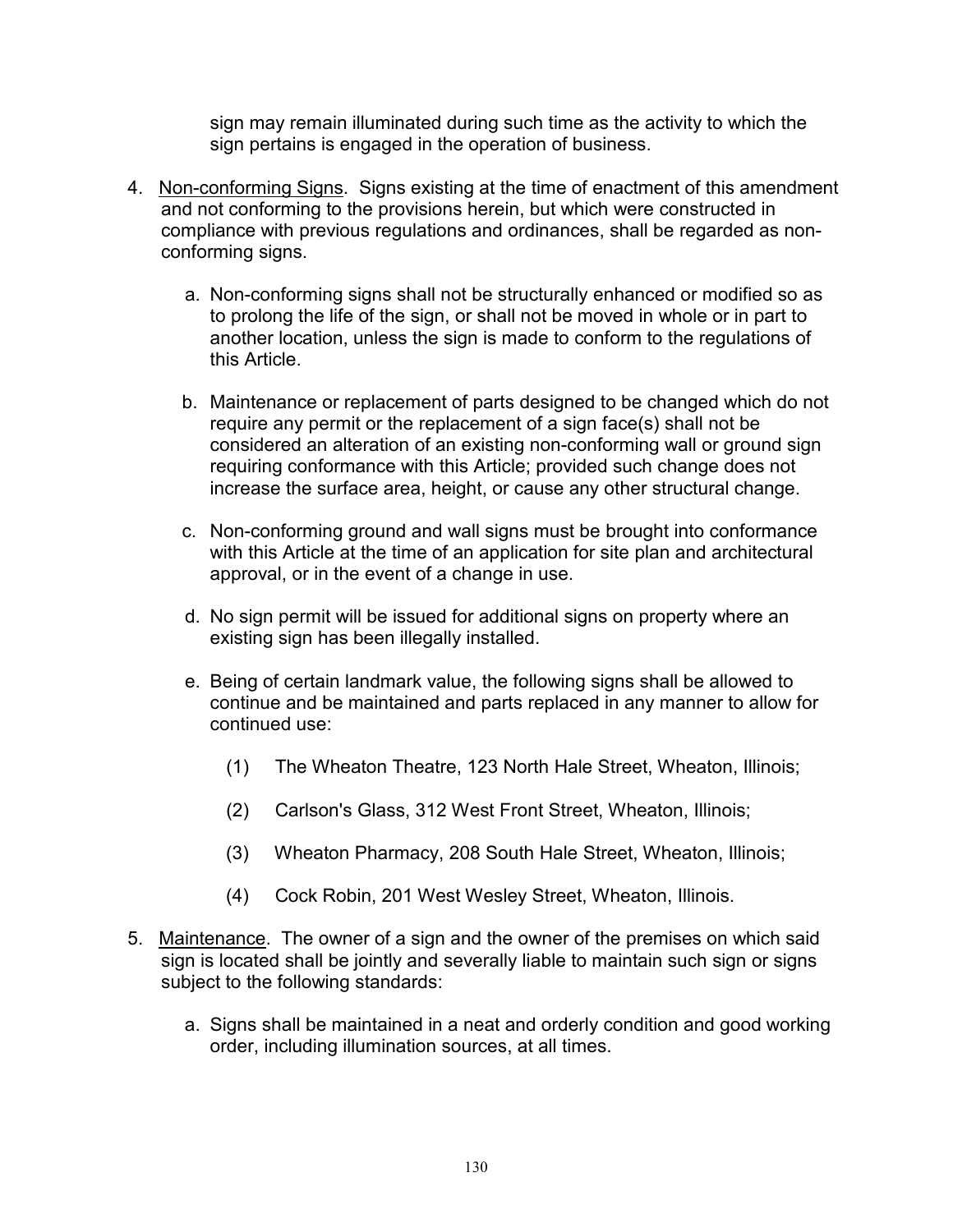sign may remain illuminated during such time as the activity to which the sign pertains is engaged in the operation of business.

4. <u>Non-conforming Signs</u>. Signs existing at the time of enactment of this amendment and not conforming to the provisions herein, but which were constructed in compliance with previous regulations and ordinances, shall be regarded as non-conforming signs.

   a. Non-conforming signs shall not be structurally enhanced or modified so as to prolong the life of the sign, or shall not be moved in whole or in part to another location, unless the sign is made to conform to the regulations of this Article.

   b. Maintenance or replacement of parts designed to be changed which do not require any permit or the replacement of a sign face(s) shall not be considered an alteration of an existing non-conforming wall or ground sign requiring conformance with this Article; provided such change does not increase the surface area, height, or cause any other structural change.

   c. Non-conforming ground and wall signs must be brought into conformance with this Article at the time of an application for site plan and architectural approval, or in the event of a change in use.

   d. No sign permit will be issued for additional signs on property where an existing sign has been illegally installed.

   e. Being of certain landmark value, the following signs shall be allowed to continue and be maintained and parts replaced in any manner to allow for continued use:

      (1) The Wheaton Theatre, 123 North Hale Street, Wheaton, Illinois;

      (2) Carlson's Glass, 312 West Front Street, Wheaton, Illinois;

      (3) Wheaton Pharmacy, 208 South Hale Street, Wheaton, Illinois;

      (4) Cock Robin, 201 West Wesley Street, Wheaton, Illinois.

5. <u>Maintenance</u>. The owner of a sign and the owner of the premises on which said sign is located shall be jointly and severally liable to maintain such sign or signs subject to the following standards:

   a. Signs shall be maintained in a neat and orderly condition and good working order, including illumination sources, at all times.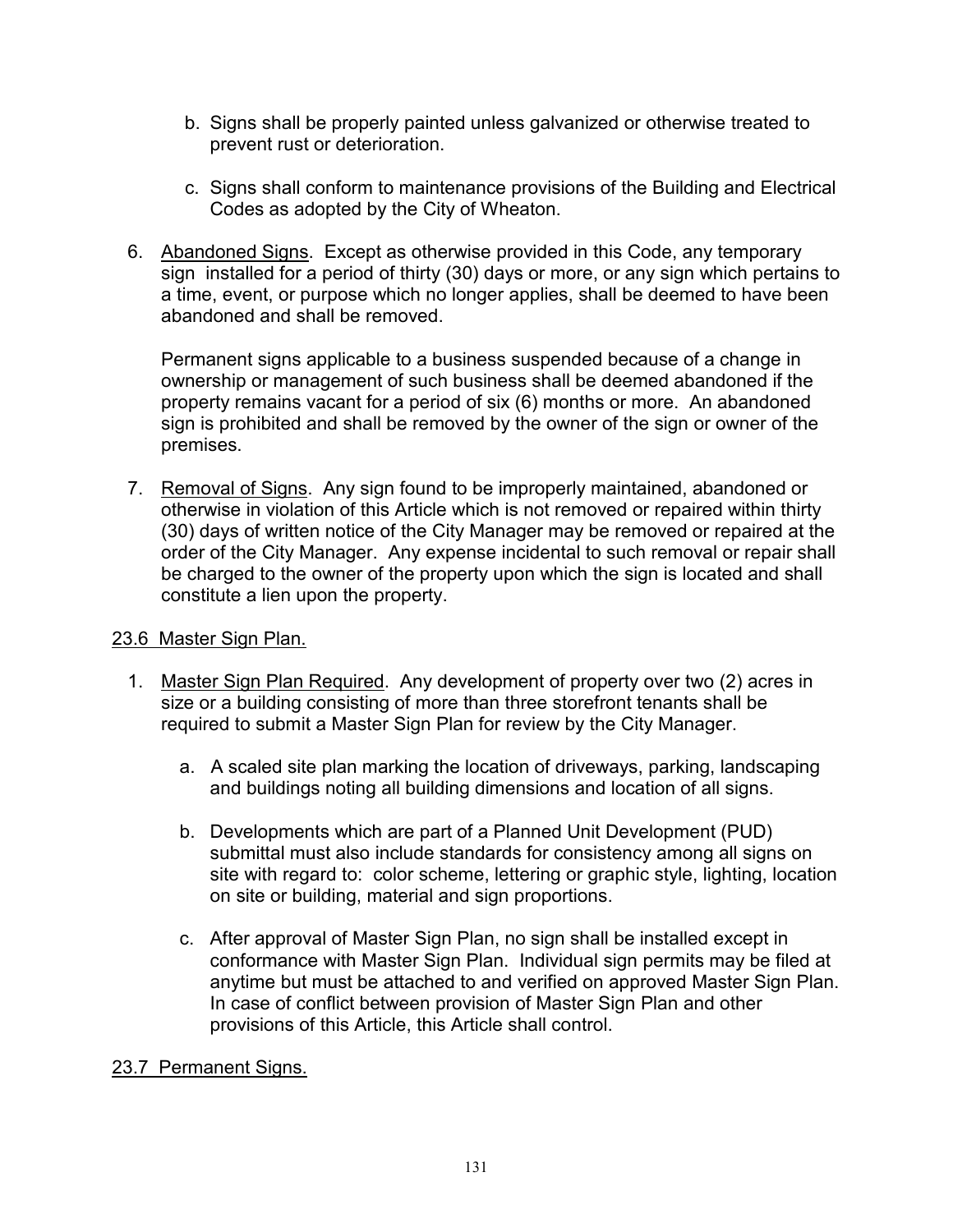b. Signs shall be properly painted unless galvanized or otherwise treated to prevent rust or deterioration.

c. Signs shall conform to maintenance provisions of the Building and Electrical Codes as adopted by the City of Wheaton.

6. Abandoned Signs. Except as otherwise provided in this Code, any temporary sign installed for a period of thirty (30) days or more, or any sign which pertains to a time, event, or purpose which no longer applies, shall be deemed to have been abandoned and shall be removed.

   Permanent signs applicable to a business suspended because of a change in ownership or management of such business shall be deemed abandoned if the property remains vacant for a period of six (6) months or more. An abandoned sign is prohibited and shall be removed by the owner of the sign or owner of the premises.

7. Removal of Signs. Any sign found to be improperly maintained, abandoned or otherwise in violation of this Article which is not removed or repaired within thirty (30) days of written notice of the City Manager may be removed or repaired at the order of the City Manager. Any expense incidental to such removal or repair shall be charged to the owner of the property upon which the sign is located and shall constitute a lien upon the property.

## 23.6 Master Sign Plan.

1. Master Sign Plan Required. Any development of property over two (2) acres in size or a building consisting of more than three storefront tenants shall be required to submit a Master Sign Plan for review by the City Manager.

   a. A scaled site plan marking the location of driveways, parking, landscaping and buildings noting all building dimensions and location of all signs.

   b. Developments which are part of a Planned Unit Development (PUD) submittal must also include standards for consistency among all signs on site with regard to: color scheme, lettering or graphic style, lighting, location on site or building, material and sign proportions.

   c. After approval of Master Sign Plan, no sign shall be installed except in conformance with Master Sign Plan. Individual sign permits may be filed at anytime but must be attached to and verified on approved Master Sign Plan. In case of conflict between provision of Master Sign Plan and other provisions of this Article, this Article shall control.

## 23.7 Permanent Signs.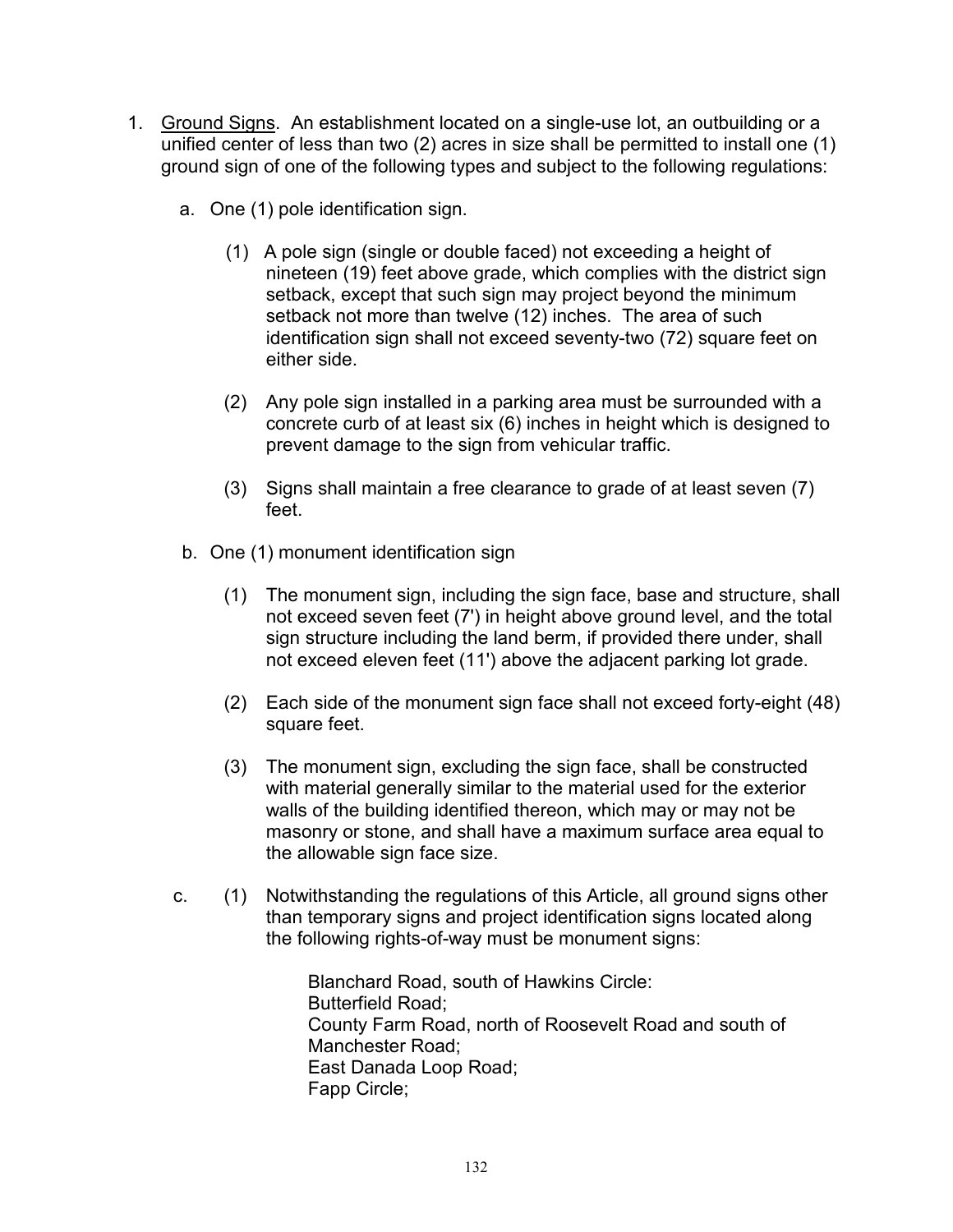1. <u>Ground Signs</u>. An establishment located on a single-use lot, an outbuilding or a unified center of less than two (2) acres in size shall be permitted to install one (1) ground sign of one of the following types and subject to the following regulations:

   a. One (1) pole identification sign.

      (1) A pole sign (single or double faced) not exceeding a height of nineteen (19) feet above grade, which complies with the district sign setback, except that such sign may project beyond the minimum setback not more than twelve (12) inches. The area of such identification sign shall not exceed seventy-two (72) square feet on either side.

      (2) Any pole sign installed in a parking area must be surrounded with a concrete curb of at least six (6) inches in height which is designed to prevent damage to the sign from vehicular traffic.

      (3) Signs shall maintain a free clearance to grade of at least seven (7) feet.

   b. One (1) monument identification sign

      (1) The monument sign, including the sign face, base and structure, shall not exceed seven feet (7') in height above ground level, and the total sign structure including the land berm, if provided there under, shall not exceed eleven feet (11') above the adjacent parking lot grade.

      (2) Each side of the monument sign face shall not exceed forty-eight (48) square feet.

      (3) The monument sign, excluding the sign face, shall be constructed with material generally similar to the material used for the exterior walls of the building identified thereon, which may or may not be masonry or stone, and shall have a maximum surface area equal to the allowable sign face size.

   c. (1) Notwithstanding the regulations of this Article, all ground signs other than temporary signs and project identification signs located along the following rights-of-way must be monument signs:

      Blanchard Road, south of Hawkins Circle:
      Butterfield Road;
      County Farm Road, north of Roosevelt Road and south of Manchester Road;
      East Danada Loop Road;
      Fapp Circle;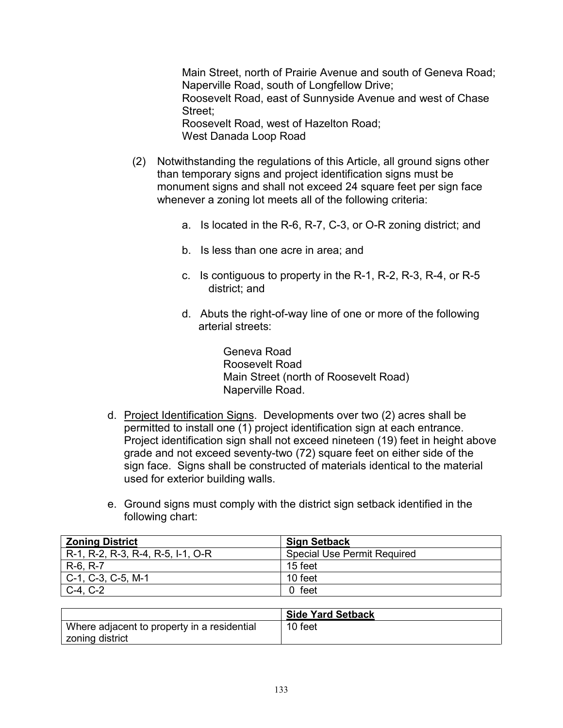Main Street, north of Prairie Avenue and south of Geneva Road;
Naperville Road, south of Longfellow Drive;
Roosevelt Road, east of Sunnyside Avenue and west of Chase Street;
Roosevelt Road, west of Hazelton Road;
West Danada Loop Road

(2) Notwithstanding the regulations of this Article, all ground signs other than temporary signs and project identification signs must be monument signs and shall not exceed 24 square feet per sign face whenever a zoning lot meets all of the following criteria:

a. Is located in the R-6, R-7, C-3, or O-R zoning district; and

b. Is less than one acre in area; and

c. Is contiguous to property in the R-1, R-2, R-3, R-4, or R-5 district; and

d. Abuts the right-of-way line of one or more of the following arterial streets:

Geneva Road
Roosevelt Road
Main Street (north of Roosevelt Road)
Naperville Road.

d. Project Identification Signs. Developments over two (2) acres shall be permitted to install one (1) project identification sign at each entrance. Project identification sign shall not exceed nineteen (19) feet in height above grade and not exceed seventy-two (72) square feet on either side of the sign face. Signs shall be constructed of materials identical to the material used for exterior building walls.

e. Ground signs must comply with the district sign setback identified in the following chart:

| Zoning District | Sign Setback |
|---|---|
| R-1, R-2, R-3, R-4, R-5, I-1, O-R | Special Use Permit Required |
| R-6, R-7 | 15 feet |
| C-1, C-3, C-5, M-1 | 10 feet |
| C-4, C-2 | 0 feet |

| | Side Yard Setback |
|---|---|
| Where adjacent to property in a residential zoning district | 10 feet |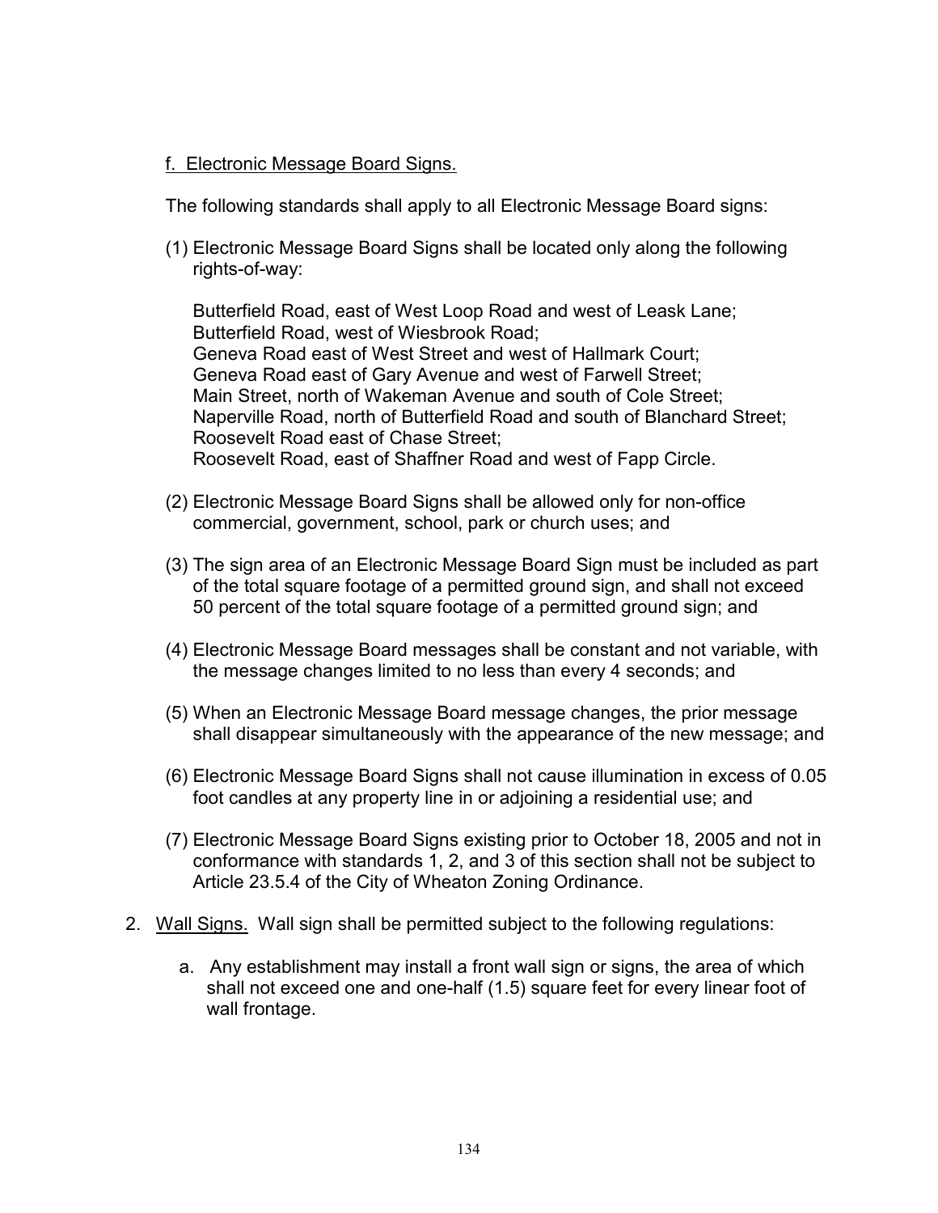f. <u>Electronic Message Board Signs.</u>

The following standards shall apply to all Electronic Message Board signs:

(1) Electronic Message Board Signs shall be located only along the following rights-of-way:

Butterfield Road, east of West Loop Road and west of Leask Lane;
Butterfield Road, west of Wiesbrook Road;
Geneva Road east of West Street and west of Hallmark Court;
Geneva Road east of Gary Avenue and west of Farwell Street;
Main Street, north of Wakeman Avenue and south of Cole Street;
Naperville Road, north of Butterfield Road and south of Blanchard Street;
Roosevelt Road east of Chase Street;
Roosevelt Road, east of Shaffner Road and west of Fapp Circle.

(2) Electronic Message Board Signs shall be allowed only for non-office commercial, government, school, park or church uses; and

(3) The sign area of an Electronic Message Board Sign must be included as part of the total square footage of a permitted ground sign, and shall not exceed 50 percent of the total square footage of a permitted ground sign; and

(4) Electronic Message Board messages shall be constant and not variable, with the message changes limited to no less than every 4 seconds; and

(5) When an Electronic Message Board message changes, the prior message shall disappear simultaneously with the appearance of the new message; and

(6) Electronic Message Board Signs shall not cause illumination in excess of 0.05 foot candles at any property line in or adjoining a residential use; and

(7) Electronic Message Board Signs existing prior to October 18, 2005 and not in conformance with standards 1, 2, and 3 of this section shall not be subject to Article 23.5.4 of the City of Wheaton Zoning Ordinance.

2. <u>Wall Signs.</u> Wall sign shall be permitted subject to the following regulations:

   a. Any establishment may install a front wall sign or signs, the area of which shall not exceed one and one-half (1.5) square feet for every linear foot of wall frontage.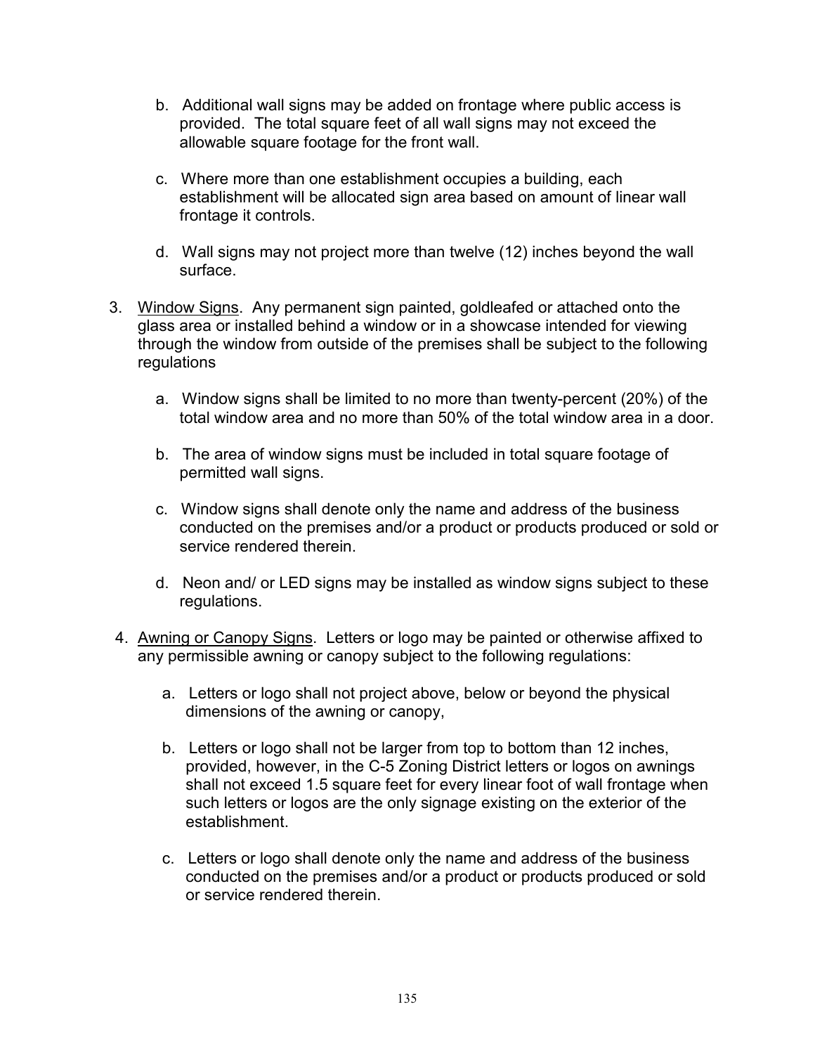b. Additional wall signs may be added on frontage where public access is provided. The total square feet of all wall signs may not exceed the allowable square footage for the front wall.

c. Where more than one establishment occupies a building, each establishment will be allocated sign area based on amount of linear wall frontage it controls.

d. Wall signs may not project more than twelve (12) inches beyond the wall surface.

3. <u>Window Signs</u>. Any permanent sign painted, goldleafed or attached onto the glass area or installed behind a window or in a showcase intended for viewing through the window from outside of the premises shall be subject to the following regulations

   a. Window signs shall be limited to no more than twenty-percent (20%) of the total window area and no more than 50% of the total window area in a door.

   b. The area of window signs must be included in total square footage of permitted wall signs.

   c. Window signs shall denote only the name and address of the business conducted on the premises and/or a product or products produced or sold or service rendered therein.

   d. Neon and/ or LED signs may be installed as window signs subject to these regulations.

4. <u>Awning or Canopy Signs</u>. Letters or logo may be painted or otherwise affixed to any permissible awning or canopy subject to the following regulations:

   a. Letters or logo shall not project above, below or beyond the physical dimensions of the awning or canopy,

   b. Letters or logo shall not be larger from top to bottom than 12 inches, provided, however, in the C-5 Zoning District letters or logos on awnings shall not exceed 1.5 square feet for every linear foot of wall frontage when such letters or logos are the only signage existing on the exterior of the establishment.

   c. Letters or logo shall denote only the name and address of the business conducted on the premises and/or a product or products produced or sold or service rendered therein.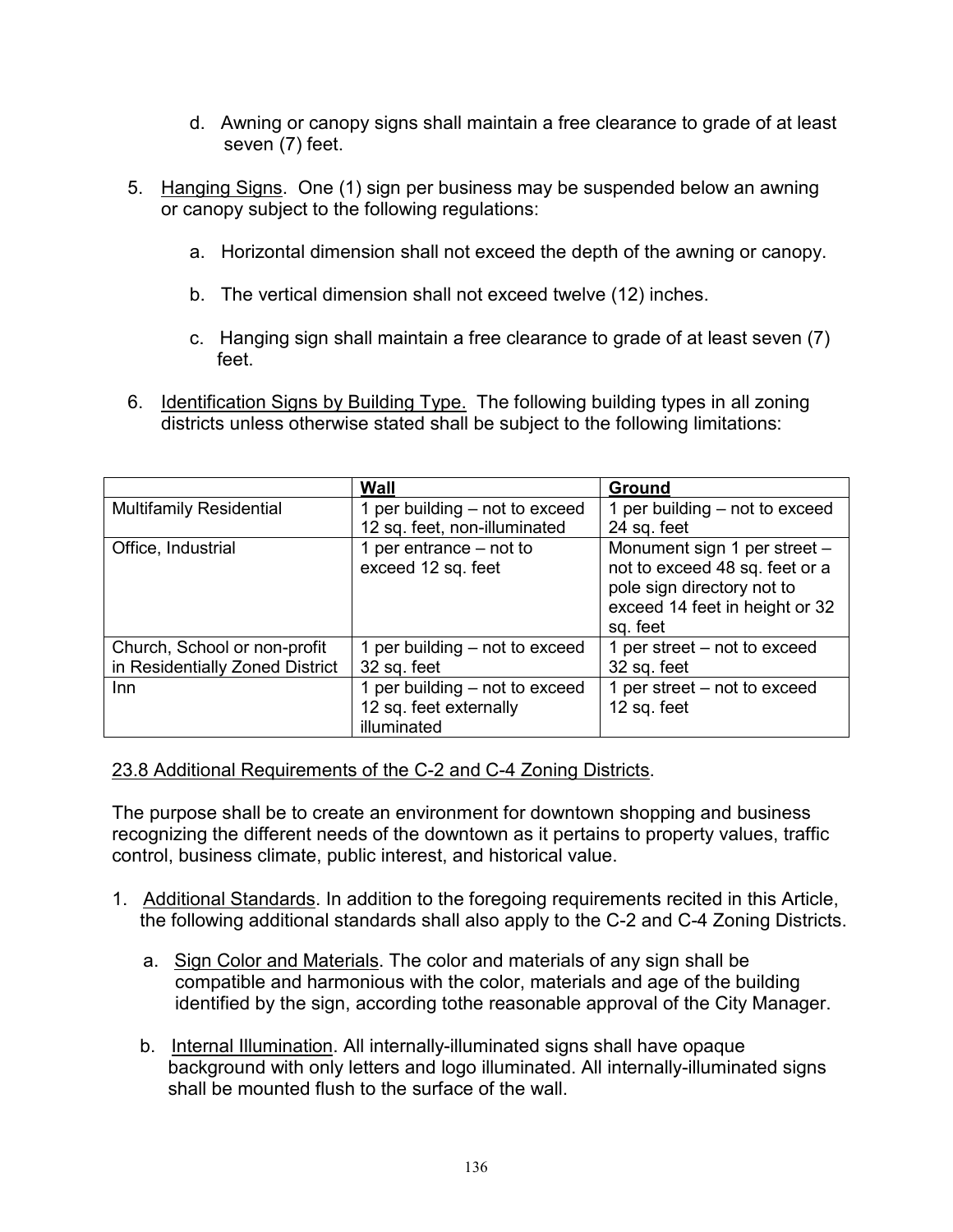d. Awning or canopy signs shall maintain a free clearance to grade of at least seven (7) feet.

5. Hanging Signs. One (1) sign per business may be suspended below an awning or canopy subject to the following regulations:

   a. Horizontal dimension shall not exceed the depth of the awning or canopy.

   b. The vertical dimension shall not exceed twelve (12) inches.

   c. Hanging sign shall maintain a free clearance to grade of at least seven (7) feet.

6. Identification Signs by Building Type. The following building types in all zoning districts unless otherwise stated shall be subject to the following limitations:

| | **Wall** | **Ground** |
|---|---|---|
| Multifamily Residential | 1 per building – not to exceed 12 sq. feet, non-illuminated | 1 per building – not to exceed 24 sq. feet |
| Office, Industrial | 1 per entrance – not to exceed 12 sq. feet | Monument sign 1 per street – not to exceed 48 sq. feet or a pole sign directory not to exceed 14 feet in height or 32 sq. feet |
| Church, School or non-profit in Residentially Zoned District | 1 per building – not to exceed 32 sq. feet | 1 per street – not to exceed 32 sq. feet |
| Inn | 1 per building – not to exceed 12 sq. feet externally illuminated | 1 per street – not to exceed 12 sq. feet |

## 23.8 Additional Requirements of the C-2 and C-4 Zoning Districts.

The purpose shall be to create an environment for downtown shopping and business recognizing the different needs of the downtown as it pertains to property values, traffic control, business climate, public interest, and historical value.

1. Additional Standards. In addition to the foregoing requirements recited in this Article, the following additional standards shall also apply to the C-2 and C-4 Zoning Districts.

   a. Sign Color and Materials. The color and materials of any sign shall be compatible and harmonious with the color, materials and age of the building identified by the sign, according tothe reasonable approval of the City Manager.

   b. Internal Illumination. All internally-illuminated signs shall have opaque background with only letters and logo illuminated. All internally-illuminated signs shall be mounted flush to the surface of the wall.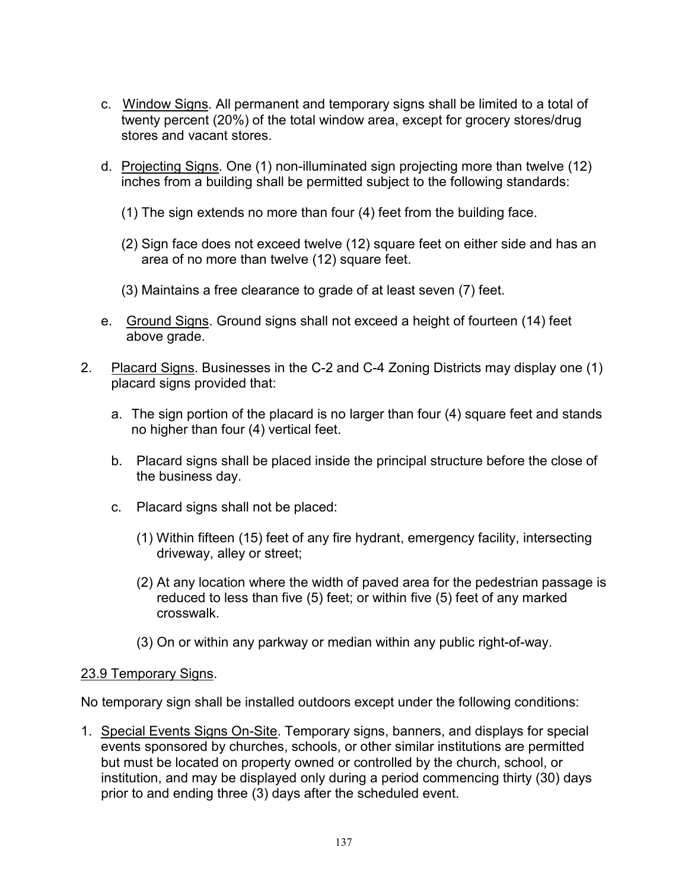c. Window Signs. All permanent and temporary signs shall be limited to a total of twenty percent (20%) of the total window area, except for grocery stores/drug stores and vacant stores.

d. Projecting Signs. One (1) non-illuminated sign projecting more than twelve (12) inches from a building shall be permitted subject to the following standards:

   (1) The sign extends no more than four (4) feet from the building face.

   (2) Sign face does not exceed twelve (12) square feet on either side and has an area of no more than twelve (12) square feet.

   (3) Maintains a free clearance to grade of at least seven (7) feet.

e. Ground Signs. Ground signs shall not exceed a height of fourteen (14) feet above grade.

2. Placard Signs. Businesses in the C-2 and C-4 Zoning Districts may display one (1) placard signs provided that:

   a. The sign portion of the placard is no larger than four (4) square feet and stands no higher than four (4) vertical feet.

   b. Placard signs shall be placed inside the principal structure before the close of the business day.

   c. Placard signs shall not be placed:

      (1) Within fifteen (15) feet of any fire hydrant, emergency facility, intersecting driveway, alley or street;

      (2) At any location where the width of paved area for the pedestrian passage is reduced to less than five (5) feet; or within five (5) feet of any marked crosswalk.

      (3) On or within any parkway or median within any public right-of-way.

23.9 Temporary Signs.

No temporary sign shall be installed outdoors except under the following conditions:

1. Special Events Signs On-Site. Temporary signs, banners, and displays for special events sponsored by churches, schools, or other similar institutions are permitted but must be located on property owned or controlled by the church, school, or institution, and may be displayed only during a period commencing thirty (30) days prior to and ending three (3) days after the scheduled event.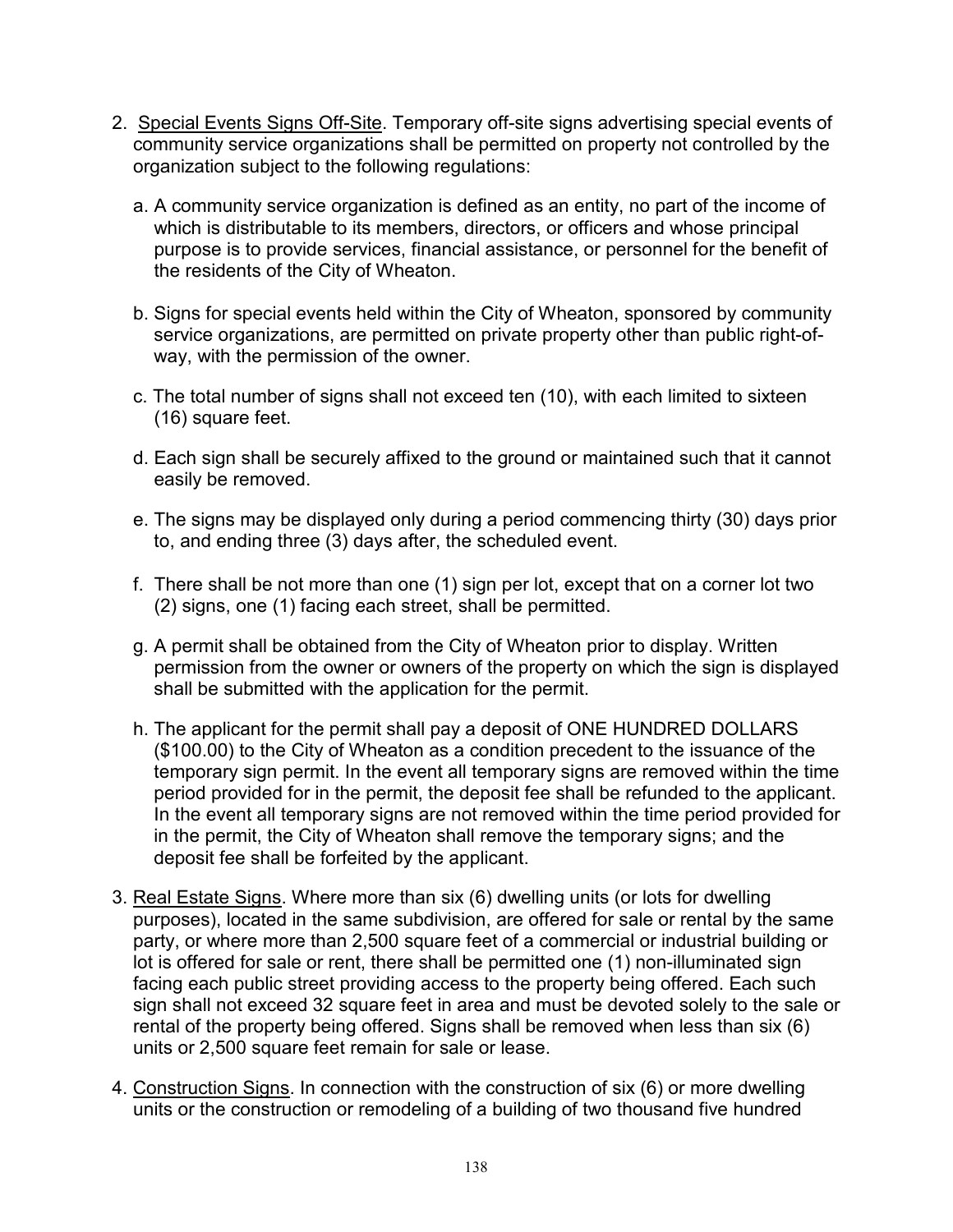2. <u>Special Events Signs Off-Site</u>. Temporary off-site signs advertising special events of community service organizations shall be permitted on property not controlled by the organization subject to the following regulations:

   a. A community service organization is defined as an entity, no part of the income of which is distributable to its members, directors, or officers and whose principal purpose is to provide services, financial assistance, or personnel for the benefit of the residents of the City of Wheaton.

   b. Signs for special events held within the City of Wheaton, sponsored by community service organizations, are permitted on private property other than public right-of-way, with the permission of the owner.

   c. The total number of signs shall not exceed ten (10), with each limited to sixteen (16) square feet.

   d. Each sign shall be securely affixed to the ground or maintained such that it cannot easily be removed.

   e. The signs may be displayed only during a period commencing thirty (30) days prior to, and ending three (3) days after, the scheduled event.

   f. There shall be not more than one (1) sign per lot, except that on a corner lot two (2) signs, one (1) facing each street, shall be permitted.

   g. A permit shall be obtained from the City of Wheaton prior to display. Written permission from the owner or owners of the property on which the sign is displayed shall be submitted with the application for the permit.

   h. The applicant for the permit shall pay a deposit of ONE HUNDRED DOLLARS ($100.00) to the City of Wheaton as a condition precedent to the issuance of the temporary sign permit. In the event all temporary signs are removed within the time period provided for in the permit, the deposit fee shall be refunded to the applicant. In the event all temporary signs are not removed within the time period provided for in the permit, the City of Wheaton shall remove the temporary signs; and the deposit fee shall be forfeited by the applicant.

3. <u>Real Estate Signs</u>. Where more than six (6) dwelling units (or lots for dwelling purposes), located in the same subdivision, are offered for sale or rental by the same party, or where more than 2,500 square feet of a commercial or industrial building or lot is offered for sale or rent, there shall be permitted one (1) non-illuminated sign facing each public street providing access to the property being offered. Each such sign shall not exceed 32 square feet in area and must be devoted solely to the sale or rental of the property being offered. Signs shall be removed when less than six (6) units or 2,500 square feet remain for sale or lease.

4. <u>Construction Signs</u>. In connection with the construction of six (6) or more dwelling units or the construction or remodeling of a building of two thousand five hundred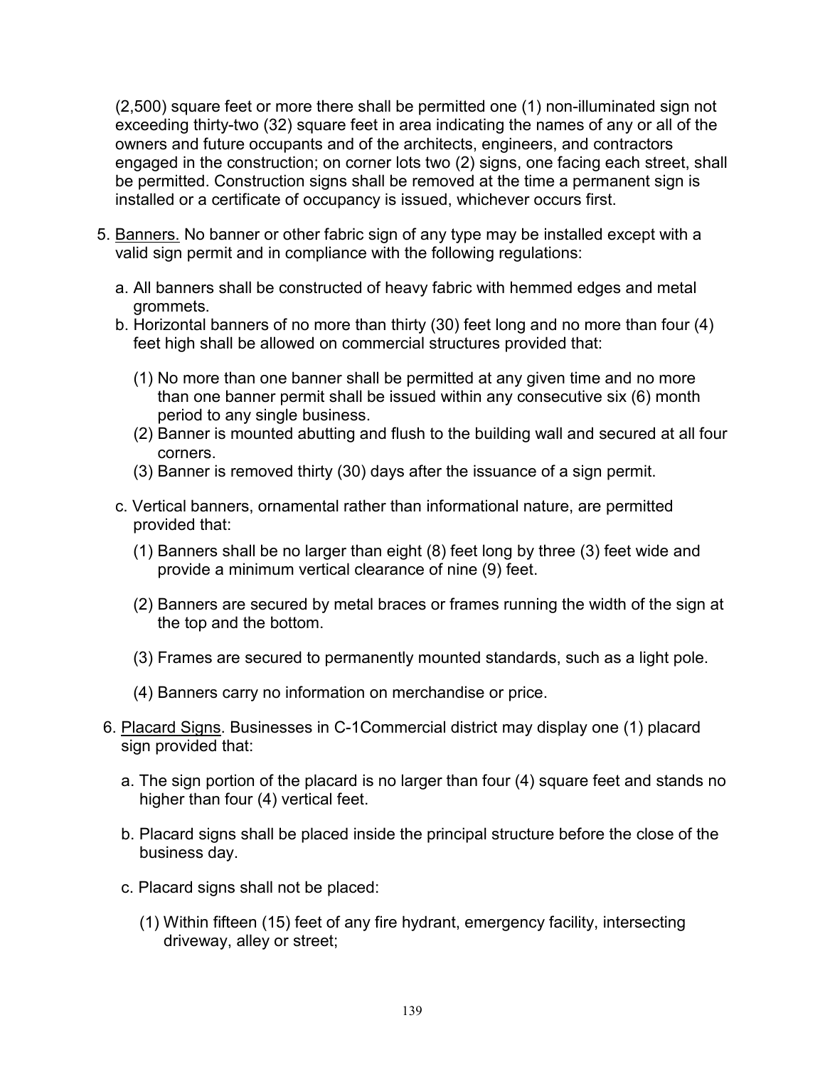(2,500) square feet or more there shall be permitted one (1) non-illuminated sign not exceeding thirty-two (32) square feet in area indicating the names of any or all of the owners and future occupants and of the architects, engineers, and contractors engaged in the construction; on corner lots two (2) signs, one facing each street, shall be permitted. Construction signs shall be removed at the time a permanent sign is installed or a certificate of occupancy is issued, whichever occurs first.

5. <u>Banners.</u> No banner or other fabric sign of any type may be installed except with a valid sign permit and in compliance with the following regulations:

   a. All banners shall be constructed of heavy fabric with hemmed edges and metal grommets.

   b. Horizontal banners of no more than thirty (30) feet long and no more than four (4) feet high shall be allowed on commercial structures provided that:

      (1) No more than one banner shall be permitted at any given time and no more than one banner permit shall be issued within any consecutive six (6) month period to any single business.

      (2) Banner is mounted abutting and flush to the building wall and secured at all four corners.

      (3) Banner is removed thirty (30) days after the issuance of a sign permit.

   c. Vertical banners, ornamental rather than informational nature, are permitted provided that:

      (1) Banners shall be no larger than eight (8) feet long by three (3) feet wide and provide a minimum vertical clearance of nine (9) feet.

      (2) Banners are secured by metal braces or frames running the width of the sign at the top and the bottom.

      (3) Frames are secured to permanently mounted standards, such as a light pole.

      (4) Banners carry no information on merchandise or price.

6. <u>Placard Signs</u>. Businesses in C-1Commercial district may display one (1) placard sign provided that:

   a. The sign portion of the placard is no larger than four (4) square feet and stands no higher than four (4) vertical feet.

   b. Placard signs shall be placed inside the principal structure before the close of the business day.

   c. Placard signs shall not be placed:

      (1) Within fifteen (15) feet of any fire hydrant, emergency facility, intersecting driveway, alley or street;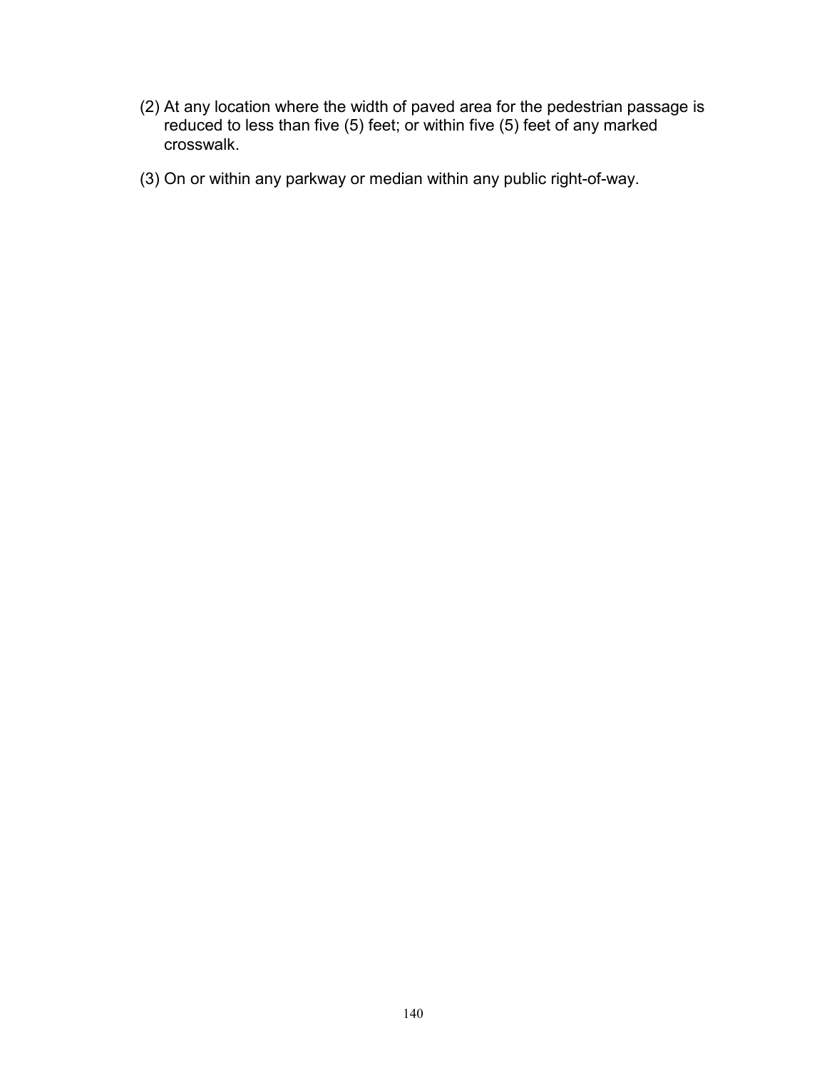(2) At any location where the width of paved area for the pedestrian passage is reduced to less than five (5) feet; or within five (5) feet of any marked crosswalk.

(3) On or within any parkway or median within any public right-of-way.